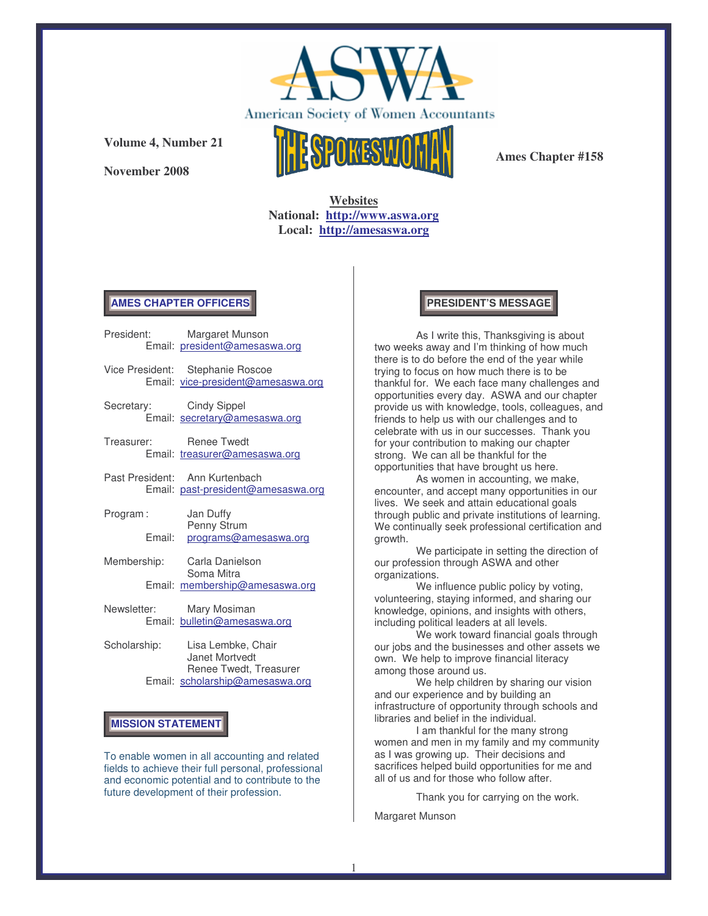# ASWA

American Society of Women Accountants

**Volume 4, Number 21**

**November 2008**

# THE SPOKESWOMAN

**Ames Chapter #158**

**Websites**
**National: http://www.aswa.org**
**Local: http://amesaswa.org**

## AMES CHAPTER OFFICERS

President: Margaret Munson
Email: president@amesaswa.org

Vice President: Stephanie Roscoe
Email: vice-president@amesaswa.org

Secretary: Cindy Sippel
Email: secretary@amesaswa.org

Treasurer: Renee Twedt
Email: treasurer@amesaswa.org

Past President: Ann Kurtenbach
Email: past-president@amesaswa.org

Program : Jan Duffy
Penny Strum
Email: programs@amesaswa.org

Membership: Carla Danielson
Soma Mitra
Email: membership@amesaswa.org

Newsletter: Mary Mosiman
Email: bulletin@amesaswa.org

Scholarship: Lisa Lembke, Chair
Janet Mortvedt
Renee Twedt, Treasurer
Email: scholarship@amesaswa.org

## MISSION STATEMENT

To enable women in all accounting and related fields to achieve their full personal, professional and economic potential and to contribute to the future development of their profession.

## PRESIDENT'S MESSAGE

As I write this, Thanksgiving is about two weeks away and I'm thinking of how much there is to do before the end of the year while trying to focus on how much there is to be thankful for. We each face many challenges and opportunities every day. ASWA and our chapter provide us with knowledge, tools, colleagues, and friends to help us with our challenges and to celebrate with us in our successes. Thank you for your contribution to making our chapter strong. We can all be thankful for the opportunities that have brought us here.

As women in accounting, we make, encounter, and accept many opportunities in our lives. We seek and attain educational goals through public and private institutions of learning. We continually seek professional certification and growth.

We participate in setting the direction of our profession through ASWA and other organizations.

We influence public policy by voting, volunteering, staying informed, and sharing our knowledge, opinions, and insights with others, including political leaders at all levels.

We work toward financial goals through our jobs and the businesses and other assets we own. We help to improve financial literacy among those around us.

We help children by sharing our vision and our experience and by building an infrastructure of opportunity through schools and libraries and belief in the individual.

I am thankful for the many strong women and men in my family and my community as I was growing up. Their decisions and sacrifices helped build opportunities for me and all of us and for those who follow after.

Thank you for carrying on the work.

Margaret Munson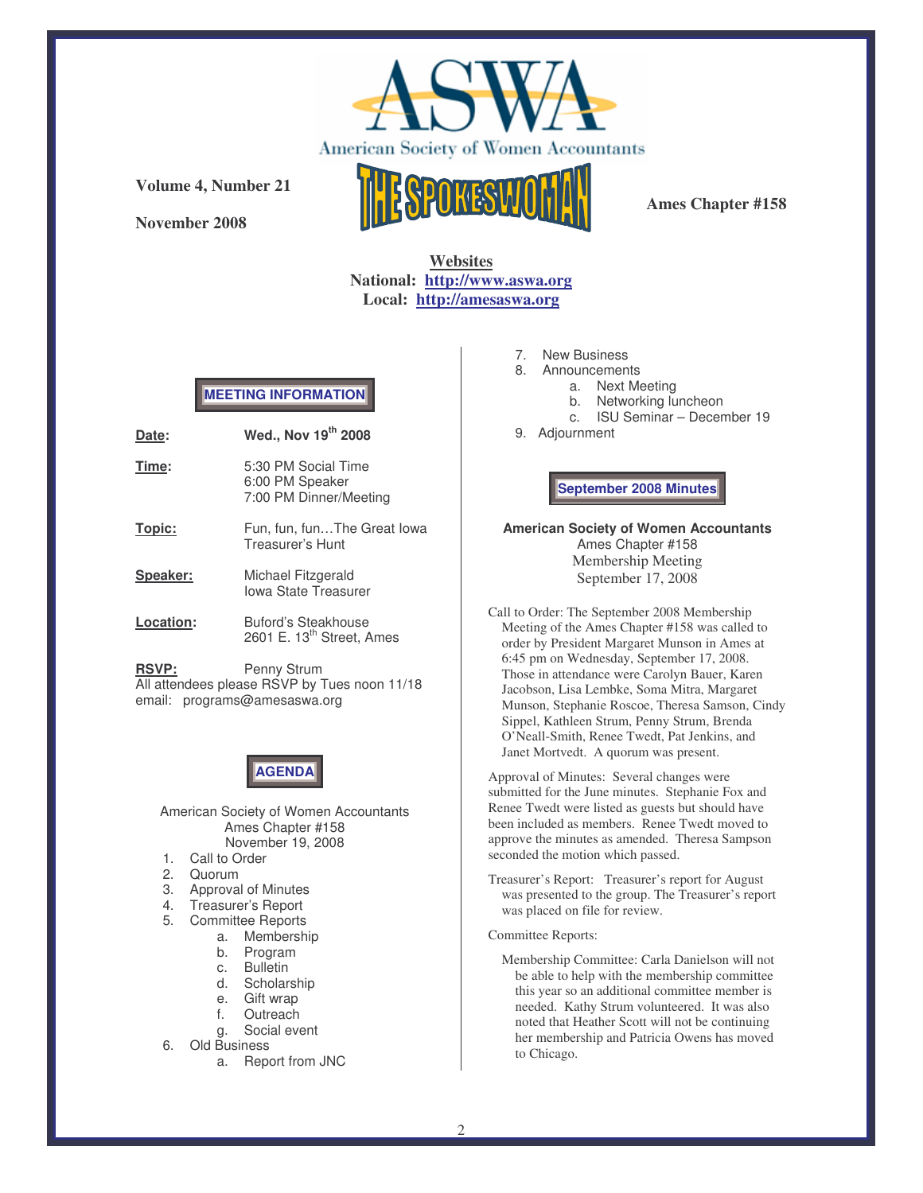American Society of Women Accountants

**Volume 4, Number 21**

**November 2008**

# THE SPOKESWOMAN

**Ames Chapter #158**

**Websites**
**National: http://www.aswa.org**
**Local: http://amesaswa.org**

## MEETING INFORMATION

**Date:** **Wed., Nov 19th 2008**

**Time:** 5:30 PM Social Time
6:00 PM Speaker
7:00 PM Dinner/Meeting

**Topic:** Fun, fun, fun…The Great Iowa Treasurer's Hunt

**Speaker:** Michael Fitzgerald
Iowa State Treasurer

**Location:** Buford's Steakhouse
2601 E. 13th Street, Ames

**RSVP:** Penny Strum
All attendees please RSVP by Tues noon 11/18
email: programs@amesaswa.org

## AGENDA

American Society of Women Accountants
Ames Chapter #158
November 19, 2008

1. Call to Order
2. Quorum
3. Approval of Minutes
4. Treasurer's Report
5. Committee Reports
   a. Membership
   b. Program
   c. Bulletin
   d. Scholarship
   e. Gift wrap
   f. Outreach
   g. Social event
6. Old Business
   a. Report from JNC
7. New Business
8. Announcements
   a. Next Meeting
   b. Networking luncheon
   c. ISU Seminar – December 19
9. Adjournment

## September 2008 Minutes

**American Society of Women Accountants**
Ames Chapter #158
Membership Meeting
September 17, 2008

Call to Order: The September 2008 Membership Meeting of the Ames Chapter #158 was called to order by President Margaret Munson in Ames at 6:45 pm on Wednesday, September 17, 2008. Those in attendance were Carolyn Bauer, Karen Jacobson, Lisa Lembke, Soma Mitra, Margaret Munson, Stephanie Roscoe, Theresa Samson, Cindy Sippel, Kathleen Strum, Penny Strum, Brenda O'Neall-Smith, Renee Twedt, Pat Jenkins, and Janet Mortvedt. A quorum was present.

Approval of Minutes: Several changes were submitted for the June minutes. Stephanie Fox and Renee Twedt were listed as guests but should have been included as members. Renee Twedt moved to approve the minutes as amended. Theresa Sampson seconded the motion which passed.

Treasurer's Report: Treasurer's report for August was presented to the group. The Treasurer's report was placed on file for review.

Committee Reports:

Membership Committee: Carla Danielson will not be able to help with the membership committee this year so an additional committee member is needed. Kathy Strum volunteered. It was also noted that Heather Scott will not be continuing her membership and Patricia Owens has moved to Chicago.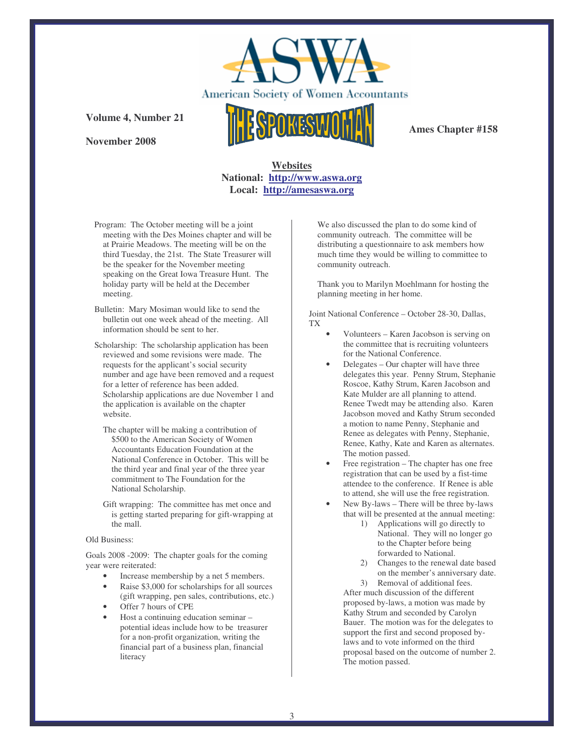American Society of Women Accountants

**Volume 4, Number 21**

**November 2008**

# THE SPOKESWOMAN

**Ames Chapter #158**

**Websites**
**National: http://www.aswa.org**
**Local: http://amesaswa.org**

Program: The October meeting will be a joint meeting with the Des Moines chapter and will be at Prairie Meadows. The meeting will be on the third Tuesday, the 21st. The State Treasurer will be the speaker for the November meeting speaking on the Great Iowa Treasure Hunt. The holiday party will be held at the December meeting.

Bulletin: Mary Mosiman would like to send the bulletin out one week ahead of the meeting. All information should be sent to her.

Scholarship: The scholarship application has been reviewed and some revisions were made. The requests for the applicant's social security number and age have been removed and a request for a letter of reference has been added. Scholarship applications are due November 1 and the application is available on the chapter website.

The chapter will be making a contribution of $500 to the American Society of Women Accountants Education Foundation at the National Conference in October. This will be the third year and final year of the three year commitment to The Foundation for the National Scholarship.

Gift wrapping: The committee has met once and is getting started preparing for gift-wrapping at the mall.

Old Business:

Goals 2008 -2009: The chapter goals for the coming year were reiterated:

- Increase membership by a net 5 members.
- Raise $3,000 for scholarships for all sources (gift wrapping, pen sales, contributions, etc.)
- Offer 7 hours of CPE
- Host a continuing education seminar – potential ideas include how to be treasurer for a non-profit organization, writing the financial part of a business plan, financial literacy

We also discussed the plan to do some kind of community outreach. The committee will be distributing a questionnaire to ask members how much time they would be willing to committee to community outreach.

Thank you to Marilyn Moehlmann for hosting the planning meeting in her home.

Joint National Conference – October 28-30, Dallas, TX

- Volunteers – Karen Jacobson is serving on the committee that is recruiting volunteers for the National Conference.
- Delegates – Our chapter will have three delegates this year. Penny Strum, Stephanie Roscoe, Kathy Strum, Karen Jacobson and Kate Mulder are all planning to attend. Renee Twedt may be attending also. Karen Jacobson moved and Kathy Strum seconded a motion to name Penny, Stephanie and Renee as delegates with Penny, Stephanie, Renee, Kathy, Kate and Karen as alternates. The motion passed.
- Free registration – The chapter has one free registration that can be used by a fist-time attendee to the conference. If Renee is able to attend, she will use the free registration.
- New By-laws – There will be three by-laws that will be presented at the annual meeting:
  1) Applications will go directly to National. They will no longer go to the Chapter before being forwarded to National.
  2) Changes to the renewal date based on the member's anniversary date.
  3) Removal of additional fees.

  After much discussion of the different proposed by-laws, a motion was made by Kathy Strum and seconded by Carolyn Bauer. The motion was for the delegates to support the first and second proposed by-laws and to vote informed on the third proposal based on the outcome of number 2. The motion passed.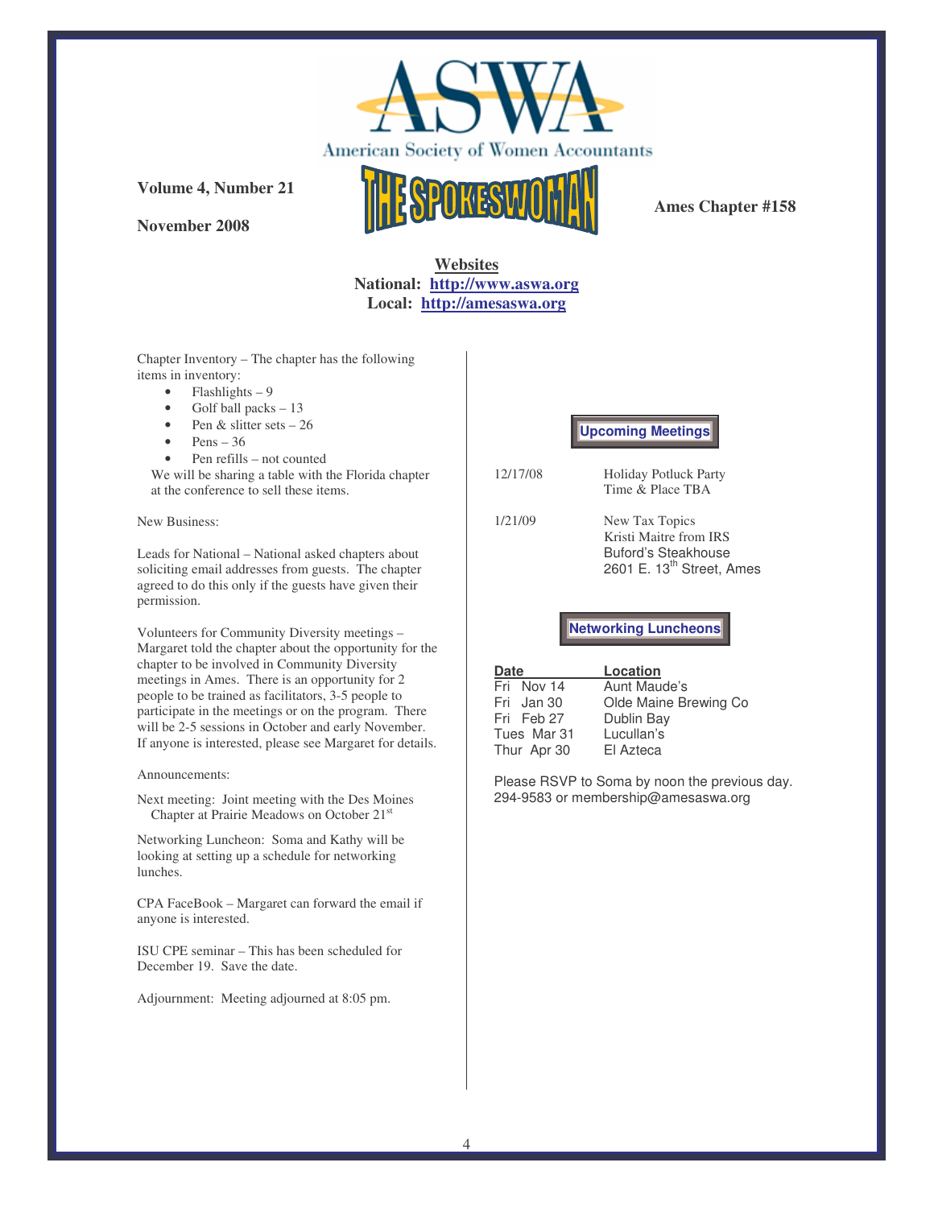# ASWA

American Society of Women Accountants

**Volume 4, Number 21**

**November 2008**

# THE SPOKESWOMAN

**Ames Chapter #158**

**Websites**
**National: http://www.aswa.org**
**Local: http://amesaswa.org**

Chapter Inventory – The chapter has the following items in inventory:

- Flashlights – 9
- Golf ball packs – 13
- Pen & slitter sets – 26
- Pens – 36
- Pen refills – not counted

We will be sharing a table with the Florida chapter at the conference to sell these items.

New Business:

Leads for National – National asked chapters about soliciting email addresses from guests. The chapter agreed to do this only if the guests have given their permission.

Volunteers for Community Diversity meetings – Margaret told the chapter about the opportunity for the chapter to be involved in Community Diversity meetings in Ames. There is an opportunity for 2 people to be trained as facilitators, 3-5 people to participate in the meetings or on the program. There will be 2-5 sessions in October and early November. If anyone is interested, please see Margaret for details.

Announcements:

Next meeting: Joint meeting with the Des Moines Chapter at Prairie Meadows on October 21st

Networking Luncheon: Soma and Kathy will be looking at setting up a schedule for networking lunches.

CPA FaceBook – Margaret can forward the email if anyone is interested.

ISU CPE seminar – This has been scheduled for December 19. Save the date.

Adjournment: Meeting adjourned at 8:05 pm.

## Upcoming Meetings

| | |
|---|---|
| 12/17/08 | Holiday Potluck Party<br>Time & Place TBA |
| 1/21/09 | New Tax Topics<br>Kristi Maitre from IRS<br>Buford's Steakhouse<br>2601 E. 13th Street, Ames |

## Networking Luncheons

| Date | Location |
|---|---|
| Fri Nov 14 | Aunt Maude's |
| Fri Jan 30 | Olde Maine Brewing Co |
| Fri Feb 27 | Dublin Bay |
| Tues Mar 31 | Lucullan's |
| Thur Apr 30 | El Azteca |

Please RSVP to Soma by noon the previous day.
294-9583 or membership@amesaswa.org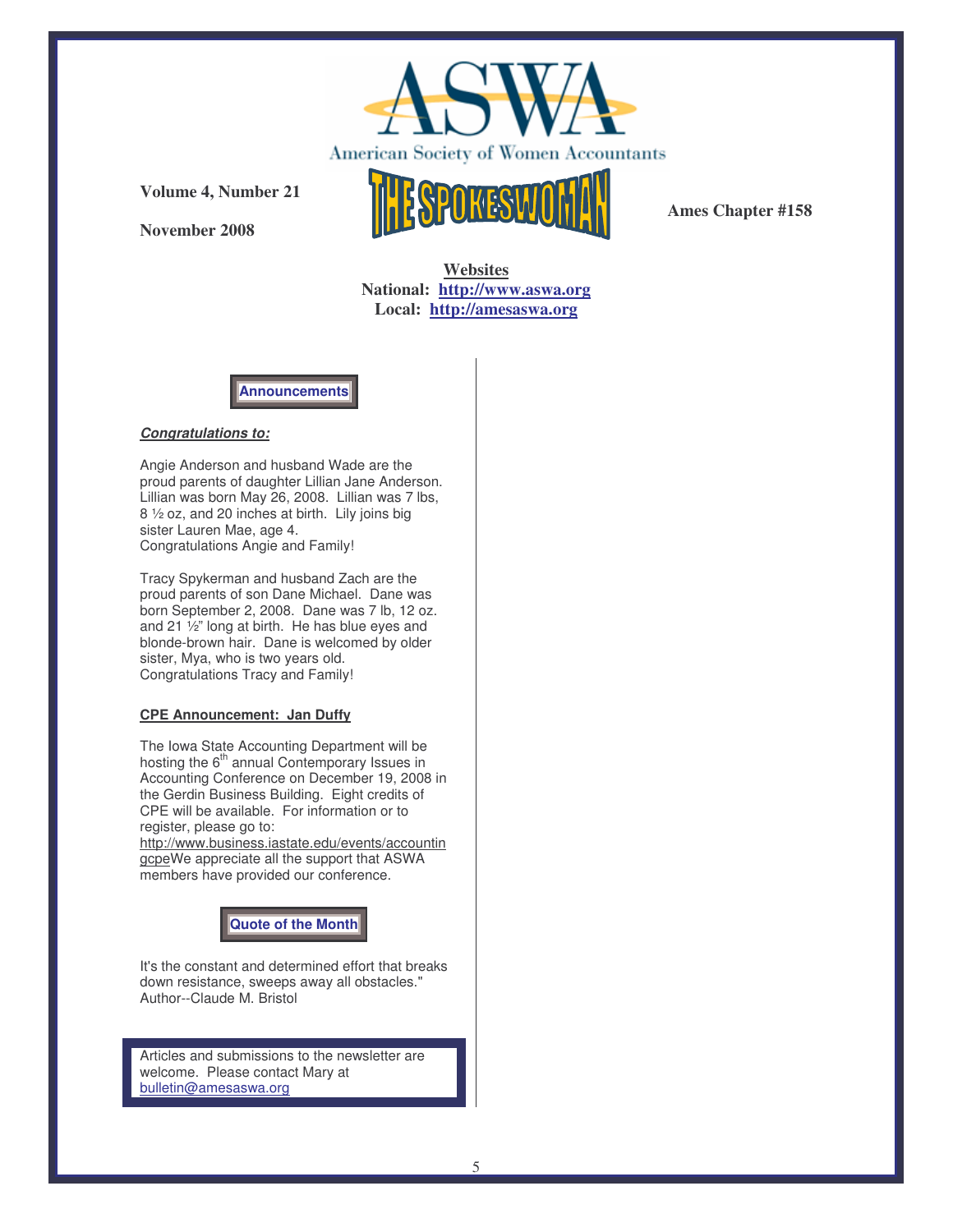American Society of Women Accountants

# THE SPOKESWOMAN

**Volume 4, Number 21**

**November 2008**

**Ames Chapter #158**

**Websites**
**National: http://www.aswa.org**
**Local: http://amesaswa.org**

## Announcements

***Congratulations to:***

Angie Anderson and husband Wade are the proud parents of daughter Lillian Jane Anderson. Lillian was born May 26, 2008. Lillian was 7 lbs, 8 ½ oz, and 20 inches at birth. Lily joins big sister Lauren Mae, age 4.
Congratulations Angie and Family!

Tracy Spykerman and husband Zach are the proud parents of son Dane Michael. Dane was born September 2, 2008. Dane was 7 lb, 12 oz. and 21 ½" long at birth. He has blue eyes and blonde-brown hair. Dane is welcomed by older sister, Mya, who is two years old.
Congratulations Tracy and Family!

**CPE Announcement: Jan Duffy**

The Iowa State Accounting Department will be hosting the 6th annual Contemporary Issues in Accounting Conference on December 19, 2008 in the Gerdin Business Building. Eight credits of CPE will be available. For information or to register, please go to: http://www.business.iastate.edu/events/accountingcpeWe appreciate all the support that ASWA members have provided our conference.

## Quote of the Month

It's the constant and determined effort that breaks down resistance, sweeps away all obstacles."
Author--Claude M. Bristol

Articles and submissions to the newsletter are welcome. Please contact Mary at bulletin@amesaswa.org